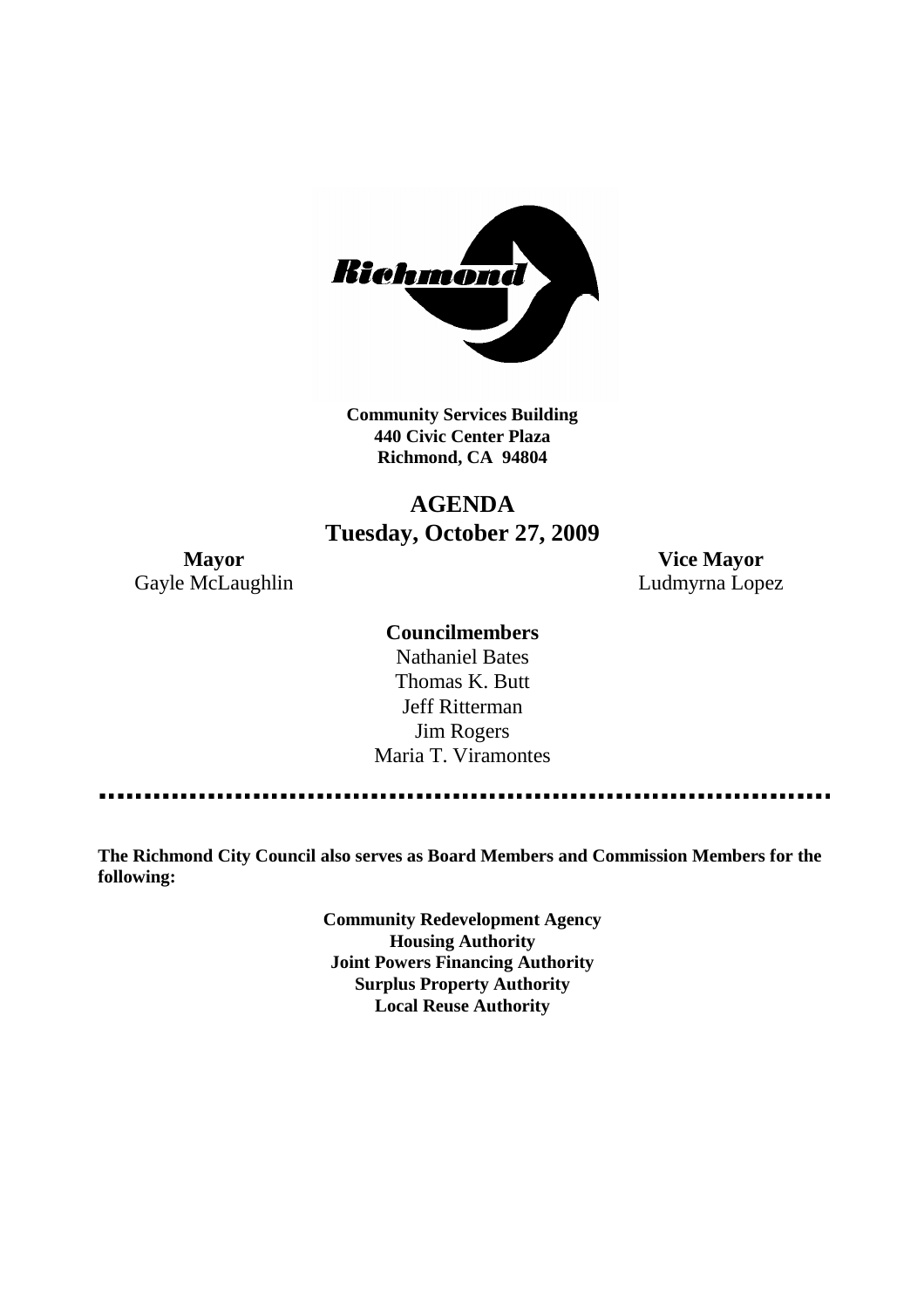Richmond

**Community Services Building**
**440 Civic Center Plaza**
**Richmond, CA 94804**

# AGENDA
## Tuesday, October 27, 2009

**Mayor**
Gayle McLaughlin

**Vice Mayor**
Ludmyrna Lopez

**Councilmembers**
Nathaniel Bates
Thomas K. Butt
Jeff Ritterman
Jim Rogers
Maria T. Viramontes

---

**The Richmond City Council also serves as Board Members and Commission Members for the following:**

**Community Redevelopment Agency**
**Housing Authority**
**Joint Powers Financing Authority**
**Surplus Property Authority**
**Local Reuse Authority**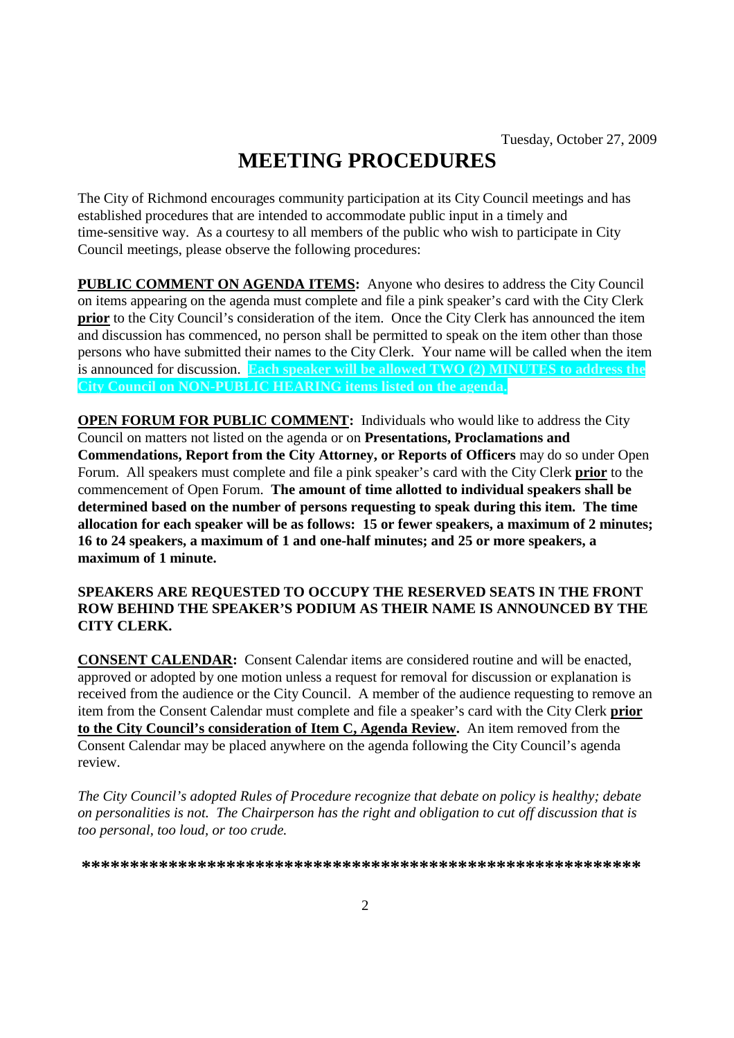Tuesday, October 27, 2009

# MEETING PROCEDURES

The City of Richmond encourages community participation at its City Council meetings and has established procedures that are intended to accommodate public input in a timely and time-sensitive way. As a courtesy to all members of the public who wish to participate in City Council meetings, please observe the following procedures:

**PUBLIC COMMENT ON AGENDA ITEMS:** Anyone who desires to address the City Council on items appearing on the agenda must complete and file a pink speaker's card with the City Clerk **prior** to the City Council's consideration of the item. Once the City Clerk has announced the item and discussion has commenced, no person shall be permitted to speak on the item other than those persons who have submitted their names to the City Clerk. Your name will be called when the item is announced for discussion. **Each speaker will be allowed TWO (2) MINUTES to address the City Council on NON-PUBLIC HEARING items listed on the agenda.**

**OPEN FORUM FOR PUBLIC COMMENT:** Individuals who would like to address the City Council on matters not listed on the agenda or on **Presentations, Proclamations and Commendations, Report from the City Attorney, or Reports of Officers** may do so under Open Forum. All speakers must complete and file a pink speaker's card with the City Clerk **prior** to the commencement of Open Forum. **The amount of time allotted to individual speakers shall be determined based on the number of persons requesting to speak during this item. The time allocation for each speaker will be as follows: 15 or fewer speakers, a maximum of 2 minutes; 16 to 24 speakers, a maximum of 1 and one-half minutes; and 25 or more speakers, a maximum of 1 minute.**

**SPEAKERS ARE REQUESTED TO OCCUPY THE RESERVED SEATS IN THE FRONT ROW BEHIND THE SPEAKER'S PODIUM AS THEIR NAME IS ANNOUNCED BY THE CITY CLERK.**

**CONSENT CALENDAR:** Consent Calendar items are considered routine and will be enacted, approved or adopted by one motion unless a request for removal for discussion or explanation is received from the audience or the City Council. A member of the audience requesting to remove an item from the Consent Calendar must complete and file a speaker's card with the City Clerk **prior to the City Council's consideration of Item C, Agenda Review.** An item removed from the Consent Calendar may be placed anywhere on the agenda following the City Council's agenda review.

*The City Council's adopted Rules of Procedure recognize that debate on policy is healthy; debate on personalities is not. The Chairperson has the right and obligation to cut off discussion that is too personal, too loud, or too crude.*

**\*\*\*\*\*\*\*\*\*\*\*\*\*\*\*\*\*\*\*\*\*\*\*\*\*\*\*\*\*\*\*\*\*\*\*\*\*\*\*\*\*\*\*\*\*\*\*\*\*\*\*\*\*\*\*\*\*\***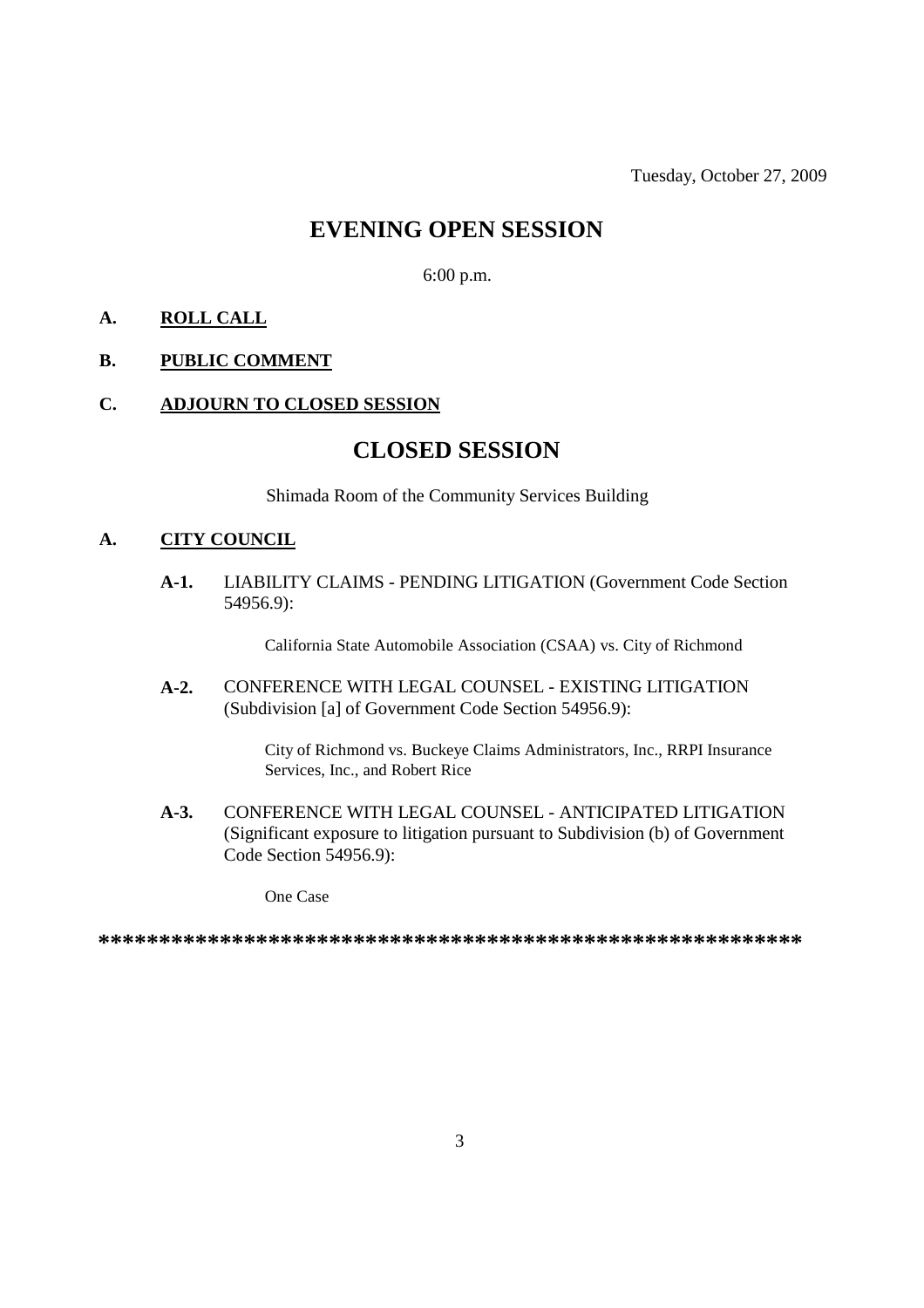Tuesday, October 27, 2009

# EVENING OPEN SESSION

6:00 p.m.

**A. ROLL CALL**

**B. PUBLIC COMMENT**

**C. ADJOURN TO CLOSED SESSION**

# CLOSED SESSION

Shimada Room of the Community Services Building

**A. CITY COUNCIL**

**A-1.** LIABILITY CLAIMS - PENDING LITIGATION (Government Code Section 54956.9):

California State Automobile Association (CSAA) vs. City of Richmond

**A-2.** CONFERENCE WITH LEGAL COUNSEL - EXISTING LITIGATION (Subdivision [a] of Government Code Section 54956.9):

City of Richmond vs. Buckeye Claims Administrators, Inc., RRPI Insurance Services, Inc., and Robert Rice

**A-3.** CONFERENCE WITH LEGAL COUNSEL - ANTICIPATED LITIGATION (Significant exposure to litigation pursuant to Subdivision (b) of Government Code Section 54956.9):

One Case

**********************************************************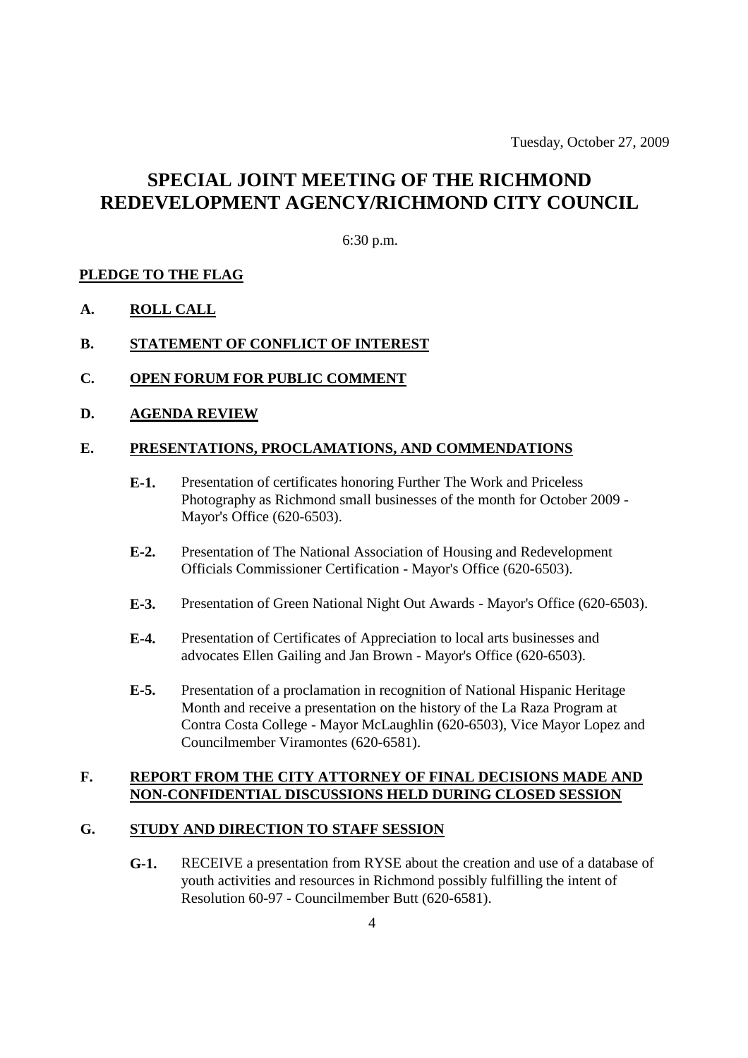Tuesday, October 27, 2009

# SPECIAL JOINT MEETING OF THE RICHMOND REDEVELOPMENT AGENCY/RICHMOND CITY COUNCIL

6:30 p.m.

**PLEDGE TO THE FLAG**

**A. ROLL CALL**

**B. STATEMENT OF CONFLICT OF INTEREST**

**C. OPEN FORUM FOR PUBLIC COMMENT**

**D. AGENDA REVIEW**

**E. PRESENTATIONS, PROCLAMATIONS, AND COMMENDATIONS**

**E-1.** Presentation of certificates honoring Further The Work and Priceless Photography as Richmond small businesses of the month for October 2009 - Mayor's Office (620-6503).

**E-2.** Presentation of The National Association of Housing and Redevelopment Officials Commissioner Certification - Mayor's Office (620-6503).

**E-3.** Presentation of Green National Night Out Awards - Mayor's Office (620-6503).

**E-4.** Presentation of Certificates of Appreciation to local arts businesses and advocates Ellen Gailing and Jan Brown - Mayor's Office (620-6503).

**E-5.** Presentation of a proclamation in recognition of National Hispanic Heritage Month and receive a presentation on the history of the La Raza Program at Contra Costa College - Mayor McLaughlin (620-6503), Vice Mayor Lopez and Councilmember Viramontes (620-6581).

**F. REPORT FROM THE CITY ATTORNEY OF FINAL DECISIONS MADE AND NON-CONFIDENTIAL DISCUSSIONS HELD DURING CLOSED SESSION**

**G. STUDY AND DIRECTION TO STAFF SESSION**

**G-1.** RECEIVE a presentation from RYSE about the creation and use of a database of youth activities and resources in Richmond possibly fulfilling the intent of Resolution 60-97 - Councilmember Butt (620-6581).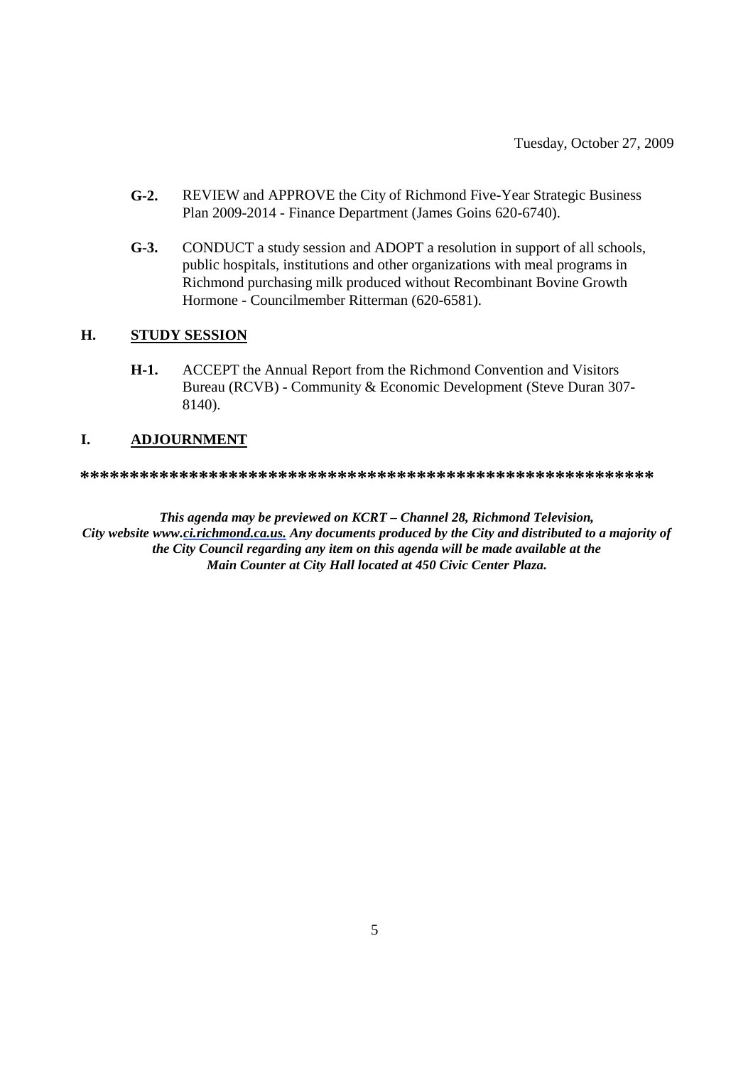Tuesday, October 27, 2009

**G-2.** REVIEW and APPROVE the City of Richmond Five-Year Strategic Business Plan 2009-2014 - Finance Department (James Goins 620-6740).

**G-3.** CONDUCT a study session and ADOPT a resolution in support of all schools, public hospitals, institutions and other organizations with meal programs in Richmond purchasing milk produced without Recombinant Bovine Growth Hormone - Councilmember Ritterman (620-6581).

## H. STUDY SESSION

**H-1.** ACCEPT the Annual Report from the Richmond Convention and Visitors Bureau (RCVB) - Community & Economic Development (Steve Duran 307-8140).

## I. ADJOURNMENT

**************************************************************

***This agenda may be previewed on KCRT – Channel 28, Richmond Television, City website www.ci.richmond.ca.us. Any documents produced by the City and distributed to a majority of the City Council regarding any item on this agenda will be made available at the Main Counter at City Hall located at 450 Civic Center Plaza.***